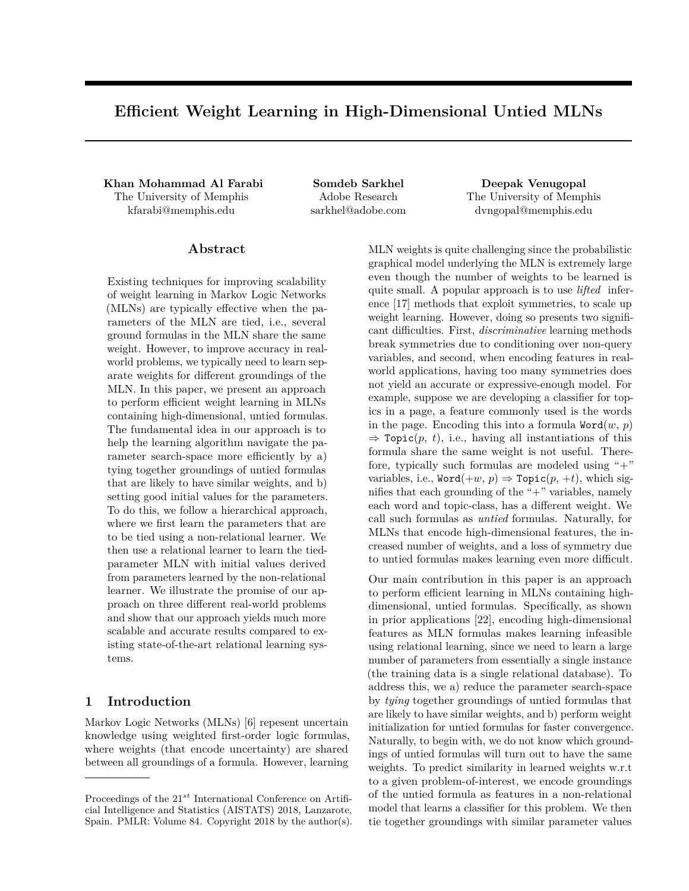# Efficient Weight Learning in High-Dimensional Untied MLNs

**Khan Mohammad Al Farabi**
The University of Memphis
kfarabi@memphis.edu

**Somdeb Sarkhel**
Adobe Research
sarkhel@adobe.com

**Deepak Venugopal**
The University of Memphis
dvngopal@memphis.edu

## Abstract

Existing techniques for improving scalability of weight learning in Markov Logic Networks (MLNs) are typically effective when the parameters of the MLN are tied, i.e., several ground formulas in the MLN share the same weight. However, to improve accuracy in real-world problems, we typically need to learn separate weights for different groundings of the MLN. In this paper, we present an approach to perform efficient weight learning in MLNs containing high-dimensional, untied formulas. The fundamental idea in our approach is to help the learning algorithm navigate the parameter search-space more efficiently by a) tying together groundings of untied formulas that are likely to have similar weights, and b) setting good initial values for the parameters. To do this, we follow a hierarchical approach, where we first learn the parameters that are to be tied using a non-relational learner. We then use a relational learner to learn the tied-parameter MLN with initial values derived from parameters learned by the non-relational learner. We illustrate the promise of our approach on three different real-world problems and show that our approach yields much more scalable and accurate results compared to existing state-of-the-art relational learning systems.

## 1 Introduction

Markov Logic Networks (MLNs) [6] repesent uncertain knowledge using weighted first-order logic formulas, where weights (that encode uncertainty) are shared between all groundings of a formula. However, learning MLN weights is quite challenging since the probabilistic graphical model underlying the MLN is extremely large even though the number of weights to be learned is quite small. A popular approach is to use *lifted* inference [17] methods that exploit symmetries, to scale up weight learning. However, doing so presents two significant difficulties. First, *discriminative* learning methods break symmetries due to conditioning over non-query variables, and second, when encoding features in real-world applications, having too many symmetries does not yield an accurate or expressive-enough model. For example, suppose we are developing a classifier for topics in a page, a feature commonly used is the words in the page. Encoding this into a formula Word($w$, $p$) $\Rightarrow$ Topic($p$, $t$), i.e., having all instantiations of this formula share the same weight is not useful. Therefore, typically such formulas are modeled using "+" variables, i.e., Word($+w$, $p$) $\Rightarrow$ Topic($p$, $+t$), which signifies that each grounding of the "+" variables, namely each word and topic-class, has a different weight. We call such formulas as *untied* formulas. Naturally, for MLNs that encode high-dimensional features, the increased number of weights, and a loss of symmetry due to untied formulas makes learning even more difficult.

Our main contribution in this paper is an approach to perform efficient learning in MLNs containing high-dimensional, untied formulas. Specifically, as shown in prior applications [22], encoding high-dimensional features as MLN formulas makes learning infeasible using relational learning, since we need to learn a large number of parameters from essentially a single instance (the training data is a single relational database). To address this, we a) reduce the parameter search-space by *tying* together groundings of untied formulas that are likely to have similar weights, and b) perform weight initialization for untied formulas for faster convergence. Naturally, to begin with, we do not know which groundings of untied formulas will turn out to have the same weights. To predict similarity in learned weights w.r.t to a given problem-of-interest, we encode groundings of the untied formula as features in a non-relational model that learns a classifier for this problem. We then tie together groundings with similar parameter values

Proceedings of the 21[st] International Conference on Artificial Intelligence and Statistics (AISTATS) 2018, Lanzarote, Spain. PMLR: Volume 84. Copyright 2018 by the author(s).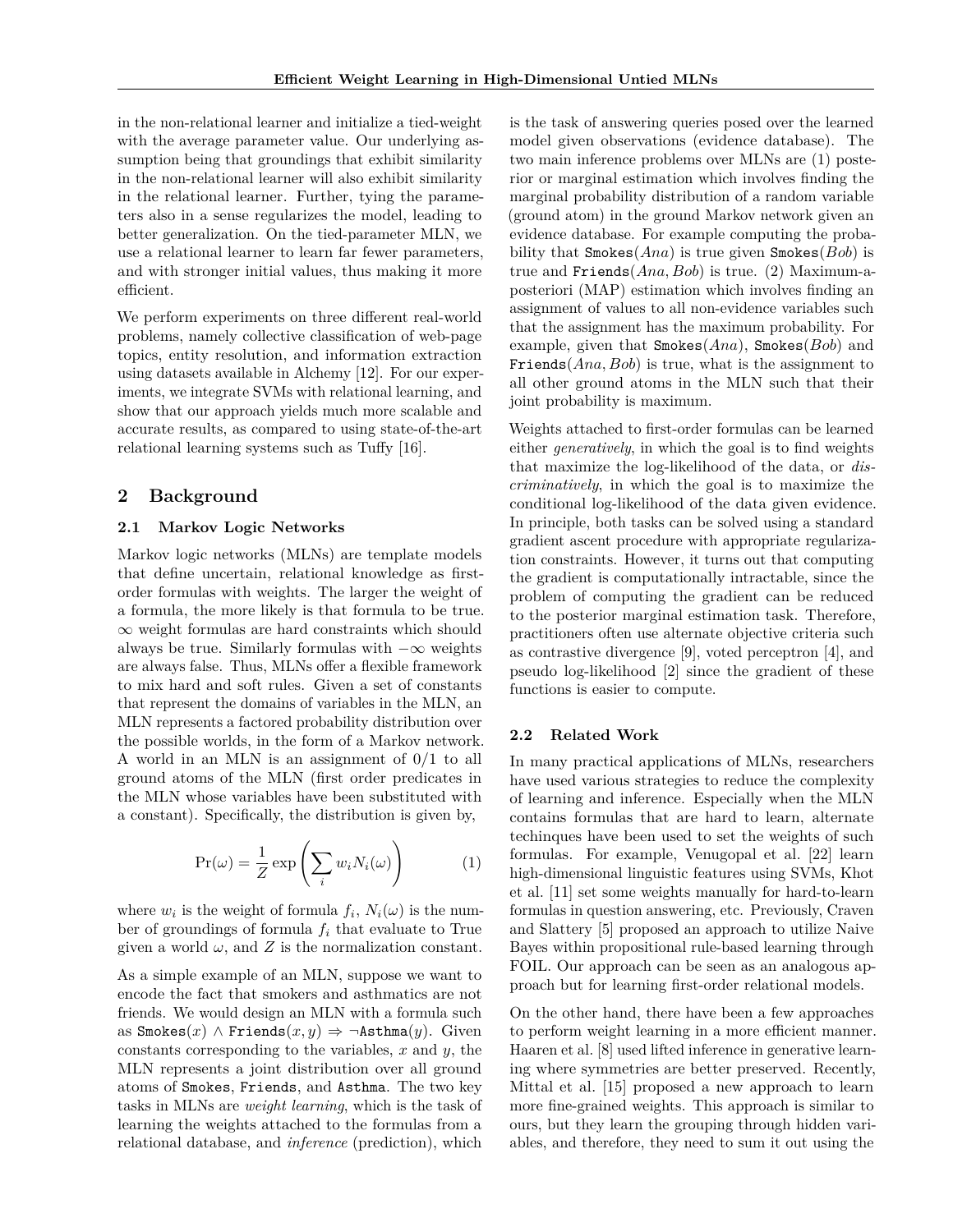in the non-relational learner and initialize a tied-weight with the average parameter value. Our underlying assumption being that groundings that exhibit similarity in the non-relational learner will also exhibit similarity in the relational learner. Further, tying the parameters also in a sense regularizes the model, leading to better generalization. On the tied-parameter MLN, we use a relational learner to learn far fewer parameters, and with stronger initial values, thus making it more efficient.

We perform experiments on three different real-world problems, namely collective classification of web-page topics, entity resolution, and information extraction using datasets available in Alchemy [12]. For our experiments, we integrate SVMs with relational learning, and show that our approach yields much more scalable and accurate results, as compared to using state-of-the-art relational learning systems such as Tuffy [16].

## 2 Background

### 2.1 Markov Logic Networks

Markov logic networks (MLNs) are template models that define uncertain, relational knowledge as first-order formulas with weights. The larger the weight of a formula, the more likely is that formula to be true. $\infty$ weight formulas are hard constraints which should always be true. Similarly formulas with $-\infty$ weights are always false. Thus, MLNs offer a flexible framework to mix hard and soft rules. Given a set of constants that represent the domains of variables in the MLN, an MLN represents a factored probability distribution over the possible worlds, in the form of a Markov network. A world in an MLN is an assignment of 0/1 to all ground atoms of the MLN (first order predicates in the MLN whose variables have been substituted with a constant). Specifically, the distribution is given by,

$$\Pr(\omega) = \frac{1}{Z} \exp\left(\sum_i w_i N_i(\omega)\right) \tag{1}$$

where $w_i$ is the weight of formula $f_i$, $N_i(\omega)$ is the number of groundings of formula $f_i$ that evaluate to True given a world $\omega$, and $Z$ is the normalization constant.

As a simple example of an MLN, suppose we want to encode the fact that smokers and asthmatics are not friends. We would design an MLN with a formula such as $\texttt{Smokes}(x) \wedge \texttt{Friends}(x, y) \Rightarrow \neg\texttt{Asthma}(y)$. Given constants corresponding to the variables, $x$ and $y$, the MLN represents a joint distribution over all ground atoms of `Smokes`, `Friends`, and `Asthma`. The two key tasks in MLNs are *weight learning*, which is the task of learning the weights attached to the formulas from a relational database, and *inference* (prediction), which is the task of answering queries posed over the learned model given observations (evidence database). The two main inference problems over MLNs are (1) posterior or marginal estimation which involves finding the marginal probability distribution of a random variable (ground atom) in the ground Markov network given an evidence database. For example computing the probability that $\texttt{Smokes}(Ana)$ is true given $\texttt{Smokes}(Bob)$ is true and $\texttt{Friends}(Ana, Bob)$ is true. (2) Maximum-a-posteriori (MAP) estimation which involves finding an assignment of values to all non-evidence variables such that the assignment has the maximum probability. For example, given that $\texttt{Smokes}(Ana)$, $\texttt{Smokes}(Bob)$ and $\texttt{Friends}(Ana, Bob)$ is true, what is the assignment to all other ground atoms in the MLN such that their joint probability is maximum.

Weights attached to first-order formulas can be learned either *generatively*, in which the goal is to find weights that maximize the log-likelihood of the data, or *discriminatively*, in which the goal is to maximize the conditional log-likelihood of the data given evidence. In principle, both tasks can be solved using a standard gradient ascent procedure with appropriate regularization constraints. However, it turns out that computing the gradient is computationally intractable, since the problem of computing the gradient can be reduced to the posterior marginal estimation task. Therefore, practitioners often use alternate objective criteria such as contrastive divergence [9], voted perceptron [4], and pseudo log-likelihood [2] since the gradient of these functions is easier to compute.

### 2.2 Related Work

In many practical applications of MLNs, researchers have used various strategies to reduce the complexity of learning and inference. Especially when the MLN contains formulas that are hard to learn, alternate techinques have been used to set the weights of such formulas. For example, Venugopal et al. [22] learn high-dimensional linguistic features using SVMs, Khot et al. [11] set some weights manually for hard-to-learn formulas in question answering, etc. Previously, Craven and Slattery [5] proposed an approach to utilize Naive Bayes within propositional rule-based learning through FOIL. Our approach can be seen as an analogous approach but for learning first-order relational models.

On the other hand, there have been a few approaches to perform weight learning in a more efficient manner. Haaren et al. [8] used lifted inference in generative learning where symmetries are better preserved. Recently, Mittal et al. [15] proposed a new approach to learn more fine-grained weights. This approach is similar to ours, but they learn the grouping through hidden variables, and therefore, they need to sum it out using the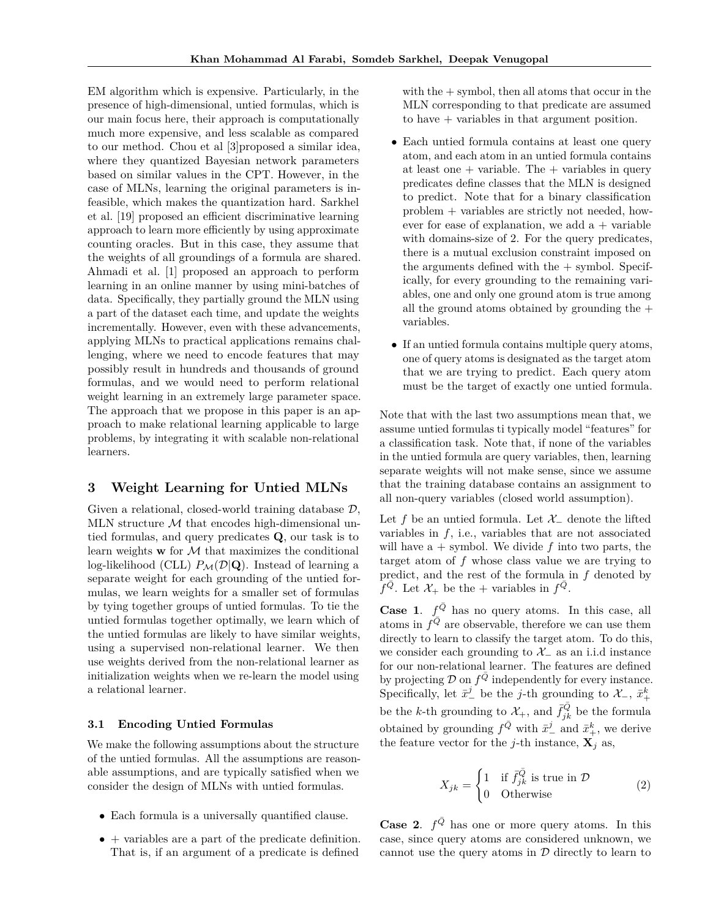EM algorithm which is expensive. Particularly, in the presence of high-dimensional, untied formulas, which is our main focus here, their approach is computationally much more expensive, and less scalable as compared to our method. Chou et al [3]proposed a similar idea, where they quantized Bayesian network parameters based on similar values in the CPT. However, in the case of MLNs, learning the original parameters is infeasible, which makes the quantization hard. Sarkhel et al. [19] proposed an efficient discriminative learning approach to learn more efficiently by using approximate counting oracles. But in this case, they assume that the weights of all groundings of a formula are shared. Ahmadi et al. [1] proposed an approach to perform learning in an online manner by using mini-batches of data. Specifically, they partially ground the MLN using a part of the dataset each time, and update the weights incrementally. However, even with these advancements, applying MLNs to practical applications remains challenging, where we need to encode features that may possibly result in hundreds and thousands of ground formulas, and we would need to perform relational weight learning in an extremely large parameter space. The approach that we propose in this paper is an approach to make relational learning applicable to large problems, by integrating it with scalable non-relational learners.

## 3 Weight Learning for Untied MLNs

Given a relational, closed-world training database $\mathcal{D}$, MLN structure $\mathcal{M}$ that encodes high-dimensional untied formulas, and query predicates $\mathbf{Q}$, our task is to learn weights $\mathbf{w}$ for $\mathcal{M}$ that maximizes the conditional log-likelihood (CLL) $P_{\mathcal{M}}(\mathcal{D}|\mathbf{Q})$. Instead of learning a separate weight for each grounding of the untied formulas, we learn weights for a smaller set of formulas by tying together groups of untied formulas. To tie the untied formulas together optimally, we learn which of the untied formulas are likely to have similar weights, using a supervised non-relational learner. We then use weights derived from the non-relational learner as initialization weights when we re-learn the model using a relational learner.

### 3.1 Encoding Untied Formulas

We make the following assumptions about the structure of the untied formulas. All the assumptions are reasonable assumptions, and are typically satisfied when we consider the design of MLNs with untied formulas.

- Each formula is a universally quantified clause.
- + variables are a part of the predicate definition. That is, if an argument of a predicate is defined with the + symbol, then all atoms that occur in the MLN corresponding to that predicate are assumed to have + variables in that argument position.
- Each untied formula contains at least one query atom, and each atom in an untied formula contains at least one + variable. The + variables in query predicates define classes that the MLN is designed to predict. Note that for a binary classification problem + variables are strictly not needed, however for ease of explanation, we add a + variable with domains-size of 2. For the query predicates, there is a mutual exclusion constraint imposed on the arguments defined with the + symbol. Specifically, for every grounding to the remaining variables, one and only one ground atom is true among all the ground atoms obtained by grounding the + variables.
- If an untied formula contains multiple query atoms, one of query atoms is designated as the target atom that we are trying to predict. Each query atom must be the target of exactly one untied formula.

Note that with the last two assumptions mean that, we assume untied formulas ti typically model "features" for a classification task. Note that, if none of the variables in the untied formula are query variables, then, learning separate weights will not make sense, since we assume that the training database contains an assignment to all non-query variables (closed world assumption).

Let $f$ be an untied formula. Let $\mathcal{X}_{-}$ denote the lifted variables in $f$, i.e., variables that are not associated will have a + symbol. We divide $f$ into two parts, the target atom of $f$ whose class value we are trying to predict, and the rest of the formula in $f$ denoted by $f^{\bar{Q}}$. Let $\mathcal{X}_{+}$ be the + variables in $f^{\bar{Q}}$.

**Case 1**. $f^{\bar{Q}}$ has no query atoms. In this case, all atoms in $f^{\bar{Q}}$ are observable, therefore we can use them directly to learn to classify the target atom. To do this, we consider each grounding to $\mathcal{X}_{-}$ as an i.i.d instance for our non-relational learner. The features are defined by projecting $\mathcal{D}$ on $f^{\bar{Q}}$ independently for every instance. Specifically, let $\bar{x}_{-}^{j}$ be the $j$-th grounding to $\mathcal{X}_{-}$, $\bar{x}_{+}^{k}$ be the $k$-th grounding to $\mathcal{X}_{+}$, and $\bar{f}_{jk}^{\bar{Q}}$ be the formula obtained by grounding $f^{\bar{Q}}$ with $\bar{x}_{-}^{j}$ and $\bar{x}_{+}^{k}$, we derive the feature vector for the $j$-th instance, $\mathbf{X}_j$ as,

$$X_{jk} = \begin{cases} 1 & \text{if } \bar{f}_{jk}^{\bar{Q}} \text{ is true in } \mathcal{D} \\ 0 & \text{Otherwise} \end{cases} \tag{2}$$

**Case 2**. $f^{\bar{Q}}$ has one or more query atoms. In this case, since query atoms are considered unknown, we cannot use the query atoms in $\mathcal{D}$ directly to learn to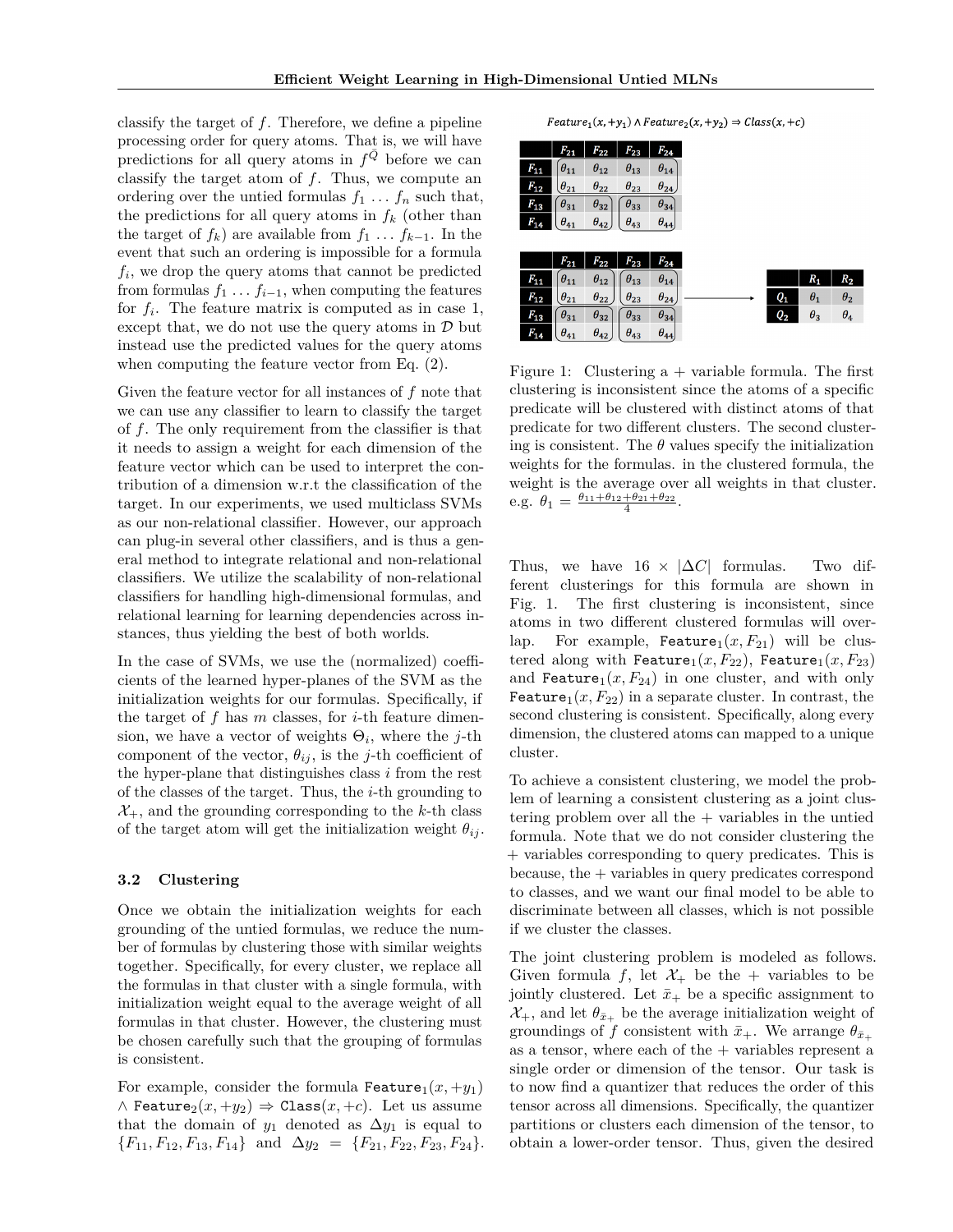classify the target of $f$. Therefore, we define a pipeline processing order for query atoms. That is, we will have predictions for all query atoms in $f^{\bar{Q}}$ before we can classify the target atom of $f$. Thus, we compute an ordering over the untied formulas $f_1 \ldots f_n$ such that, the predictions for all query atoms in $f_k$ (other than the target of $f_k$) are available from $f_1 \ldots f_{k-1}$. In the event that such an ordering is impossible for a formula $f_i$, we drop the query atoms that cannot be predicted from formulas $f_1 \ldots f_{i-1}$, when computing the features for $f_i$. The feature matrix is computed as in case 1, except that, we do not use the query atoms in $\mathcal{D}$ but instead use the predicted values for the query atoms when computing the feature vector from Eq. (2).

Given the feature vector for all instances of $f$ note that we can use any classifier to learn to classify the target of $f$. The only requirement from the classifier is that it needs to assign a weight for each dimension of the feature vector which can be used to interpret the contribution of a dimension w.r.t the classification of the target. In our experiments, we used multiclass SVMs as our non-relational classifier. However, our approach can plug-in several other classifiers, and is thus a general method to integrate relational and non-relational classifiers. We utilize the scalability of non-relational classifiers for handling high-dimensional formulas, and relational learning for learning dependencies across instances, thus yielding the best of both worlds.

In the case of SVMs, we use the (normalized) coefficients of the learned hyper-planes of the SVM as the initialization weights for our formulas. Specifically, if the target of $f$ has $m$ classes, for $i$-th feature dimension, we have a vector of weights $\Theta_i$, where the $j$-th component of the vector, $\theta_{ij}$, is the $j$-th coefficient of the hyper-plane that distinguishes class $i$ from the rest of the classes of the target. Thus, the $i$-th grounding to $\mathcal{X}_+$, and the grounding corresponding to the $k$-th class of the target atom will get the initialization weight $\theta_{ij}$.

### 3.2 Clustering

Once we obtain the initialization weights for each grounding of the untied formulas, we reduce the number of formulas by clustering those with similar weights together. Specifically, for every cluster, we replace all the formulas in that cluster with a single formula, with initialization weight equal to the average weight of all formulas in that cluster. However, the clustering must be chosen carefully such that the grouping of formulas is consistent.

For example, consider the formula $\texttt{Feature}_1(x, +y_1) \wedge \texttt{Feature}_2(x, +y_2) \Rightarrow \texttt{Class}(x, +c)$. Let us assume that the domain of $y_1$ denoted as $\Delta y_1$ is equal to $\{F_{11}, F_{12}, F_{13}, F_{14}\}$ and $\Delta y_2 = \{F_{21}, F_{22}, F_{23}, F_{24}\}$.

$\mathit{Feature}_1(x, +y_1) \wedge \mathit{Feature}_2(x, +y_2) \Rightarrow \mathit{Class}(x, +c)$

| | $F_{21}$ | $F_{22}$ | $F_{23}$ | $F_{24}$ |
|---|---|---|---|---|
| $F_{11}$ | $\theta_{11}$ | $\theta_{12}$ | $\theta_{13}$ | $\theta_{14}$ |
| $F_{12}$ | $\theta_{21}$ | $\theta_{22}$ | $\theta_{23}$ | $\theta_{24}$ |
| $F_{13}$ | $\theta_{31}$ | $\theta_{32}$ | $\theta_{33}$ | $\theta_{34}$ |
| $F_{14}$ | $\theta_{41}$ | $\theta_{42}$ | $\theta_{43}$ | $\theta_{44}$ |

| | $F_{21}$ | $F_{22}$ | $F_{23}$ | $F_{24}$ |
|---|---|---|---|---|
| $F_{11}$ | $\theta_{11}$ | $\theta_{12}$ | $\theta_{13}$ | $\theta_{14}$ |
| $F_{12}$ | $\theta_{21}$ | $\theta_{22}$ | $\theta_{23}$ | $\theta_{24}$ |
| $F_{13}$ | $\theta_{31}$ | $\theta_{32}$ | $\theta_{33}$ | $\theta_{34}$ |
| $F_{14}$ | $\theta_{41}$ | $\theta_{42}$ | $\theta_{43}$ | $\theta_{44}$ |

| | $R_1$ | $R_2$ |
|---|---|---|
| $Q_1$ | $\theta_1$ | $\theta_2$ |
| $Q_2$ | $\theta_3$ | $\theta_4$ |

Figure 1: Clustering a + variable formula. The first clustering is inconsistent since the atoms of a specific predicate will be clustered with distinct atoms of that predicate for two different clusters. The second clustering is consistent. The $\theta$ values specify the initialization weights for the formulas. in the clustered formula, the weight is the average over all weights in that cluster. e.g. $\theta_1 = \frac{\theta_{11}+\theta_{12}+\theta_{21}+\theta_{22}}{4}$.

Thus, we have $16 \times |\Delta C|$ formulas. Two different clusterings for this formula are shown in Fig. 1. The first clustering is inconsistent, since atoms in two different clustered formulas will overlap. For example, $\texttt{Feature}_1(x, F_{21})$ will be clustered along with $\texttt{Feature}_1(x, F_{22})$, $\texttt{Feature}_1(x, F_{23})$ and $\texttt{Feature}_1(x, F_{24})$ in one cluster, and with only $\texttt{Feature}_1(x, F_{22})$ in a separate cluster. In contrast, the second clustering is consistent. Specifically, along every dimension, the clustered atoms can mapped to a unique cluster.

To achieve a consistent clustering, we model the problem of learning a consistent clustering as a joint clustering problem over all the + variables in the untied formula. Note that we do not consider clustering the + variables corresponding to query predicates. This is because, the + variables in query predicates correspond to classes, and we want our final model to be able to discriminate between all classes, which is not possible if we cluster the classes.

The joint clustering problem is modeled as follows. Given formula $f$, let $\mathcal{X}_+$ be the + variables to be jointly clustered. Let $\bar{x}_+$ be a specific assignment to $\mathcal{X}_+$, and let $\theta_{\bar{x}_+}$ be the average initialization weight of groundings of $f$ consistent with $\bar{x}_+$. We arrange $\theta_{\bar{x}_+}$ as a tensor, where each of the + variables represent a single order or dimension of the tensor. Our task is to now find a quantizer that reduces the order of this tensor across all dimensions. Specifically, the quantizer partitions or clusters each dimension of the tensor, to obtain a lower-order tensor. Thus, given the desired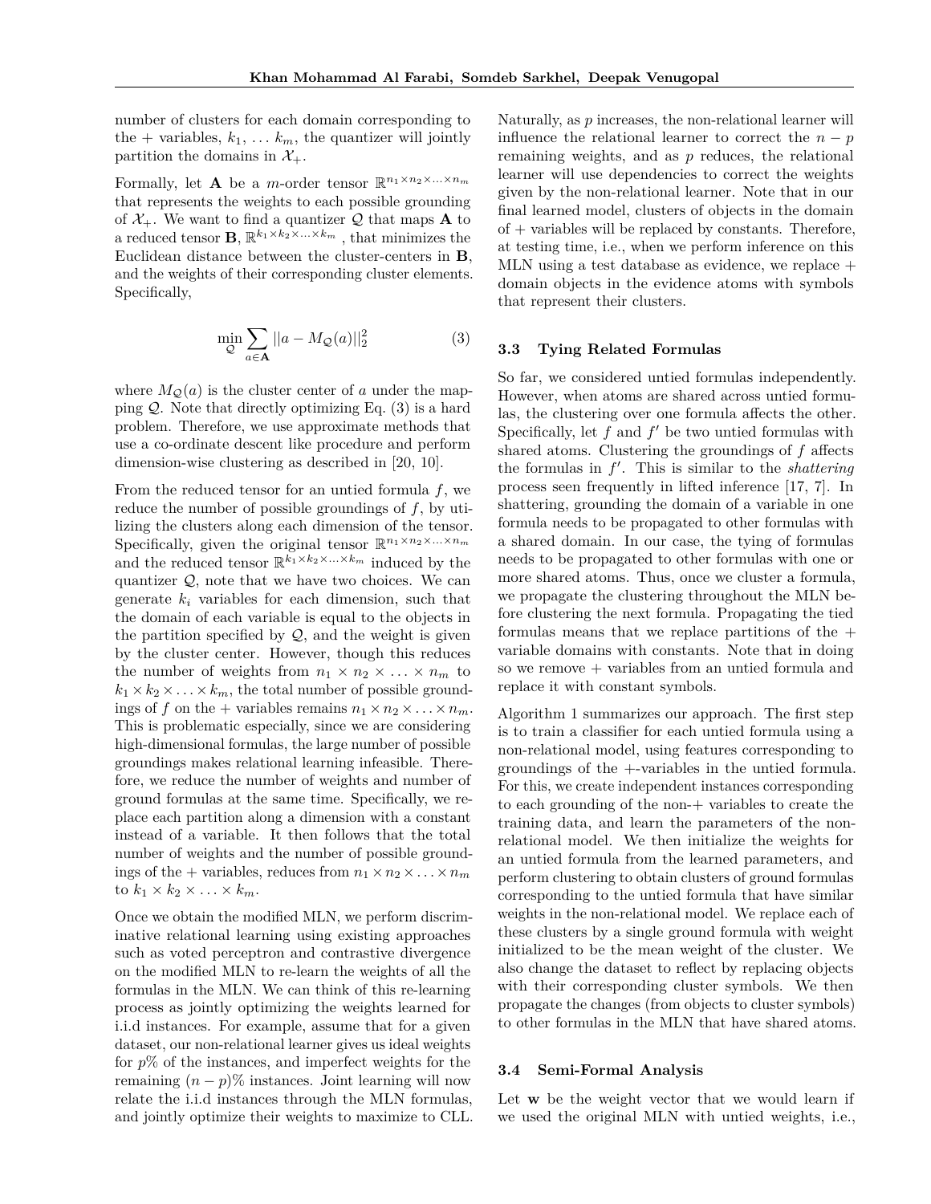number of clusters for each domain corresponding to the + variables, $k_1, \ldots k_m$, the quantizer will jointly partition the domains in $\mathcal{X}_+$.

Formally, let $\mathbf{A}$ be a $m$-order tensor $\mathbb{R}^{n_1 \times n_2 \times \ldots \times n_m}$ that represents the weights to each possible grounding of $\mathcal{X}_+$. We want to find a quantizer $\mathcal{Q}$ that maps $\mathbf{A}$ to a reduced tensor $\mathbf{B}$, $\mathbb{R}^{k_1 \times k_2 \times \ldots \times k_m}$ , that minimizes the Euclidean distance between the cluster-centers in $\mathbf{B}$, and the weights of their corresponding cluster elements. Specifically,

$$\min_{\mathcal{Q}} \sum_{a \in \mathbf{A}} ||a - M_{\mathcal{Q}}(a)||_2^2 \qquad (3)$$

where $M_{\mathcal{Q}}(a)$ is the cluster center of $a$ under the mapping $\mathcal{Q}$. Note that directly optimizing Eq. (3) is a hard problem. Therefore, we use approximate methods that use a co-ordinate descent like procedure and perform dimension-wise clustering as described in [20, 10].

From the reduced tensor for an untied formula $f$, we reduce the number of possible groundings of $f$, by utilizing the clusters along each dimension of the tensor. Specifically, given the original tensor $\mathbb{R}^{n_1 \times n_2 \times \ldots \times n_m}$ and the reduced tensor $\mathbb{R}^{k_1 \times k_2 \times \ldots \times k_m}$ induced by the quantizer $\mathcal{Q}$, note that we have two choices. We can generate $k_i$ variables for each dimension, such that the domain of each variable is equal to the objects in the partition specified by $\mathcal{Q}$, and the weight is given by the cluster center. However, though this reduces the number of weights from $n_1 \times n_2 \times \ldots \times n_m$ to $k_1 \times k_2 \times \ldots \times k_m$, the total number of possible groundings of $f$ on the + variables remains $n_1 \times n_2 \times \ldots \times n_m$. This is problematic especially, since we are considering high-dimensional formulas, the large number of possible groundings makes relational learning infeasible. Therefore, we reduce the number of weights and number of ground formulas at the same time. Specifically, we replace each partition along a dimension with a constant instead of a variable. It then follows that the total number of weights and the number of possible groundings of the + variables, reduces from $n_1 \times n_2 \times \ldots \times n_m$ to $k_1 \times k_2 \times \ldots \times k_m$.

Once we obtain the modified MLN, we perform discriminative relational learning using existing approaches such as voted perceptron and contrastive divergence on the modified MLN to re-learn the weights of all the formulas in the MLN. We can think of this re-learning process as jointly optimizing the weights learned for i.i.d instances. For example, assume that for a given dataset, our non-relational learner gives us ideal weights for $p$% of the instances, and imperfect weights for the remaining $(n - p)$% instances. Joint learning will now relate the i.i.d instances through the MLN formulas, and jointly optimize their weights to maximize to CLL. Naturally, as $p$ increases, the non-relational learner will influence the relational learner to correct the $n - p$ remaining weights, and as $p$ reduces, the relational learner will use dependencies to correct the weights given by the non-relational learner. Note that in our final learned model, clusters of objects in the domain of + variables will be replaced by constants. Therefore, at testing time, i.e., when we perform inference on this MLN using a test database as evidence, we replace + domain objects in the evidence atoms with symbols that represent their clusters.

### 3.3 Tying Related Formulas

So far, we considered untied formulas independently. However, when atoms are shared across untied formulas, the clustering over one formula affects the other. Specifically, let $f$ and $f'$ be two untied formulas with shared atoms. Clustering the groundings of $f$ affects the formulas in $f'$. This is similar to the *shattering* process seen frequently in lifted inference [17, 7]. In shattering, grounding the domain of a variable in one formula needs to be propagated to other formulas with a shared domain. In our case, the tying of formulas needs to be propagated to other formulas with one or more shared atoms. Thus, once we cluster a formula, we propagate the clustering throughout the MLN before clustering the next formula. Propagating the tied formulas means that we replace partitions of the + variable domains with constants. Note that in doing so we remove + variables from an untied formula and replace it with constant symbols.

Algorithm 1 summarizes our approach. The first step is to train a classifier for each untied formula using a non-relational model, using features corresponding to groundings of the +-variables in the untied formula. For this, we create independent instances corresponding to each grounding of the non-+ variables to create the training data, and learn the parameters of the non-relational model. We then initialize the weights for an untied formula from the learned parameters, and perform clustering to obtain clusters of ground formulas corresponding to the untied formula that have similar weights in the non-relational model. We replace each of these clusters by a single ground formula with weight initialized to be the mean weight of the cluster. We also change the dataset to reflect by replacing objects with their corresponding cluster symbols. We then propagate the changes (from objects to cluster symbols) to other formulas in the MLN that have shared atoms.

### 3.4 Semi-Formal Analysis

Let $\mathbf{w}$ be the weight vector that we would learn if we used the original MLN with untied weights, i.e.,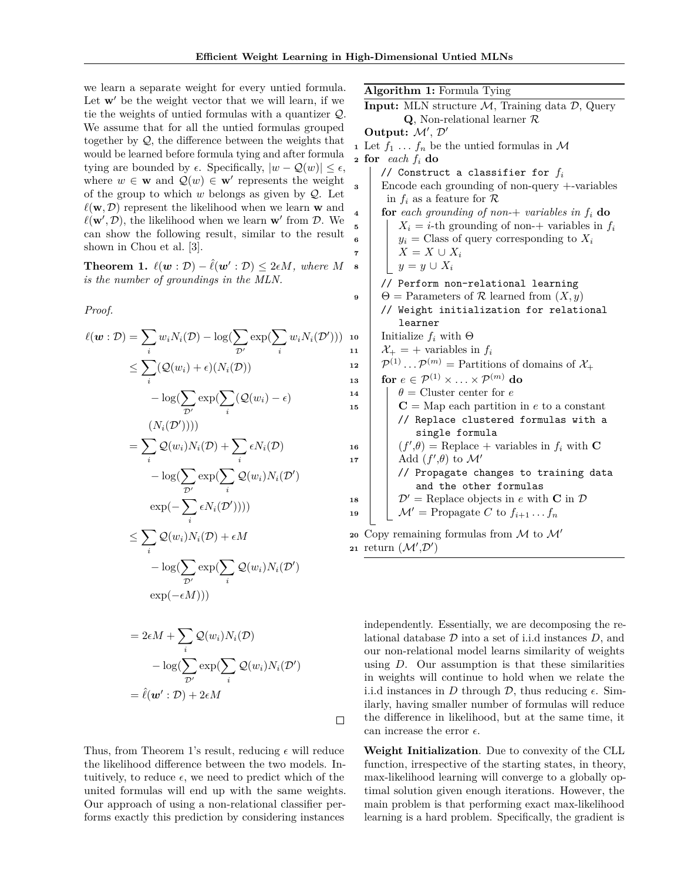we learn a separate weight for every untied formula. Let $\mathbf{w}'$ be the weight vector that we will learn, if we tie the weights of untied formulas with a quantizer $\mathcal{Q}$. We assume that for all the untied formulas grouped together by $\mathcal{Q}$, the difference between the weights that would be learned before formula tying and after formula tying are bounded by $\epsilon$. Specifically, $|w - \mathcal{Q}(w)| \leq \epsilon$, where $w \in \mathbf{w}$ and $\mathcal{Q}(w) \in \mathbf{w}'$ represents the weight of the group to which $w$ belongs as given by $\mathcal{Q}$. Let $\ell(\mathbf{w}, \mathcal{D})$ represent the likelihood when we learn $\mathbf{w}$ and $\ell(\mathbf{w}', \mathcal{D})$, the likelihood when we learn $\mathbf{w}'$ from $\mathcal{D}$. We can show the following result, similar to the result shown in Chou et al. [3].

**Theorem 1.** *$\ell(\boldsymbol{w} : \mathcal{D}) - \hat{\ell}(\boldsymbol{w}' : \mathcal{D}) \leq 2\epsilon M$, where $M$ is the number of groundings in the MLN.*

*Proof.*

$$
\begin{aligned}
\ell(\boldsymbol{w} : \mathcal{D}) &= \sum_i w_i N_i(\mathcal{D}) - \log(\sum_{\mathcal{D}'} \exp(\sum_i w_i N_i(\mathcal{D}'))) \\
&\leq \sum_i (\mathcal{Q}(w_i) + \epsilon)(N_i(\mathcal{D})) \\
&\quad - \log(\sum_{\mathcal{D}'} \exp(\sum_i (\mathcal{Q}(w_i) - \epsilon) \\
&\quad (N_i(\mathcal{D}')))) \\
&= \sum_i \mathcal{Q}(w_i) N_i(\mathcal{D}) + \sum_i \epsilon N_i(\mathcal{D}) \\
&\quad - \log(\sum_{\mathcal{D}'} \exp(\sum_i \mathcal{Q}(w_i) N_i(\mathcal{D}') \\
&\quad \exp(-\sum_i \epsilon N_i(\mathcal{D}')))) \\
&\leq \sum_i \mathcal{Q}(w_i) N_i(\mathcal{D}) + \epsilon M \\
&\quad - \log(\sum_{\mathcal{D}'} \exp(\sum_i \mathcal{Q}(w_i) N_i(\mathcal{D}') \\
&\quad \exp(-\epsilon M))) \\
&= 2\epsilon M + \sum_i \mathcal{Q}(w_i) N_i(\mathcal{D}) \\
&\quad - \log(\sum_{\mathcal{D}'} \exp(\sum_i \mathcal{Q}(w_i) N_i(\mathcal{D}') \\
&= \hat{\ell}(\boldsymbol{w}' : \mathcal{D}) + 2\epsilon M
\end{aligned}
$$

□

Thus, from Theorem 1's result, reducing $\epsilon$ will reduce the likelihood difference between the two models. Intuitively, to reduce $\epsilon$, we need to predict which of the united formulas will end up with the same weights. Our approach of using a non-relational classifier performs exactly this prediction by considering instances independently. Essentially, we are decomposing the relational database $\mathcal{D}$ into a set of i.i.d instances $D$, and our non-relational model learns similarity of weights using $D$. Our assumption is that these similarities in weights will continue to hold when we relate the i.i.d instances in $D$ through $\mathcal{D}$, thus reducing $\epsilon$. Similarly, having smaller number of formulas will reduce the difference in likelihood, but at the same time, it can increase the error $\epsilon$.

**Algorithm 1:** Formula Tying

**Input:** MLN structure $\mathcal{M}$, Training data $\mathcal{D}$, Query $\mathbf{Q}$, Non-relational learner $\mathcal{R}$
**Output:** $\mathcal{M}'$, $\mathcal{D}'$

```
1  Let f_1 ... f_n be the untied formulas in M
2  for each f_i do
       // Construct a classifier for f_i
3      Encode each grounding of non-query +-variables
         in f_i as a feature for R
4      for each grounding of non-+ variables in f_i do
5          X_i = i-th grounding of non-+ variables in f_i
6          y_i = Class of query corresponding to X_i
7          X = X ∪ X_i
8          y = y ∪ X_i
       // Perform non-relational learning
9      Θ = Parameters of R learned from (X, y)
       // Weight initialization for relational
          learner
10     Initialize f_i with Θ
11     X_+ = + variables in f_i
12     P^(1) ... P^(m) = Partitions of domains of X_+
13     for e ∈ P^(1) × ... × P^(m) do
14         θ = Cluster center for e
15         C = Map each partition in e to a constant
           // Replace clustered formulas with a
              single formula
16         (f',θ) = Replace + variables in f_i with C
17         Add (f',θ) to M'
           // Propagate changes to training data
              and the other formulas
18         D' = Replace objects in e with C in D
19         M' = Propagate C to f_{i+1} ... f_n
20 Copy remaining formulas from M to M'
21 return (M',D')
```

**Weight Initialization**. Due to convexity of the CLL function, irrespective of the starting states, in theory, max-likelihood learning will converge to a globally optimal solution given enough iterations. However, the main problem is that performing exact max-likelihood learning is a hard problem. Specifically, the gradient is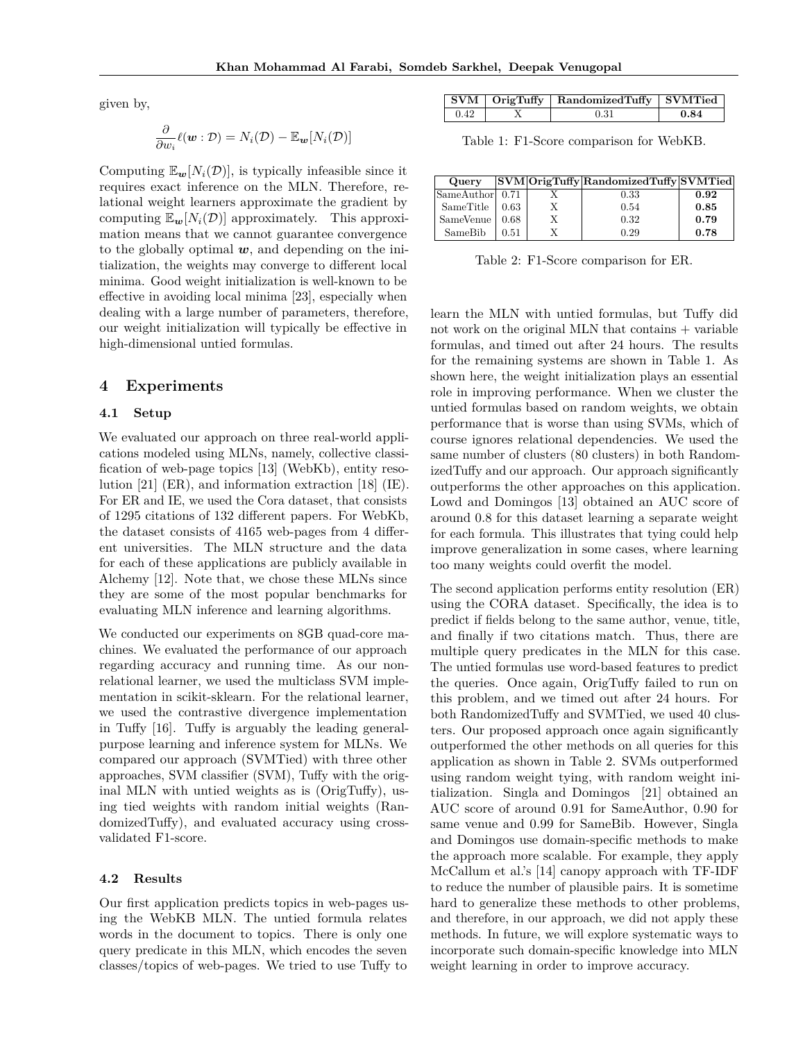given by,

$$\frac{\partial}{\partial w_i}\ell(\boldsymbol{w} : \mathcal{D}) = N_i(\mathcal{D}) - \mathbb{E}_{\boldsymbol{w}}[N_i(\mathcal{D})]$$

Computing $\mathbb{E}_{\boldsymbol{w}}[N_i(\mathcal{D})]$, is typically infeasible since it requires exact inference on the MLN. Therefore, relational weight learners approximate the gradient by computing $\mathbb{E}_{\boldsymbol{w}}[N_i(\mathcal{D})]$ approximately. This approximation means that we cannot guarantee convergence to the globally optimal $\boldsymbol{w}$, and depending on the initialization, the weights may converge to different local minima. Good weight initialization is well-known to be effective in avoiding local minima [23], especially when dealing with a large number of parameters, therefore, our weight initialization will typically be effective in high-dimensional untied formulas.

## 4 Experiments

### 4.1 Setup

We evaluated our approach on three real-world applications modeled using MLNs, namely, collective classification of web-page topics [13] (WebKb), entity resolution [21] (ER), and information extraction [18] (IE). For ER and IE, we used the Cora dataset, that consists of 1295 citations of 132 different papers. For WebKb, the dataset consists of 4165 web-pages from 4 different universities. The MLN structure and the data for each of these applications are publicly available in Alchemy [12]. Note that, we chose these MLNs since they are some of the most popular benchmarks for evaluating MLN inference and learning algorithms.

We conducted our experiments on 8GB quad-core machines. We evaluated the performance of our approach regarding accuracy and running time. As our non-relational learner, we used the multiclass SVM implementation in scikit-sklearn. For the relational learner, we used the contrastive divergence implementation in Tuffy [16]. Tuffy is arguably the leading general-purpose learning and inference system for MLNs. We compared our approach (SVMTied) with three other approaches, SVM classifier (SVM), Tuffy with the original MLN with untied weights as is (OrigTuffy), using tied weights with random initial weights (RandomizedTuffy), and evaluated accuracy using cross-validated F1-score.

### 4.2 Results

Our first application predicts topics in web-pages using the WebKB MLN. The untied formula relates words in the document to topics. There is only one query predicate in this MLN, which encodes the seven classes/topics of web-pages. We tried to use Tuffy to learn the MLN with untied formulas, but Tuffy did not work on the original MLN that contains + variable formulas, and timed out after 24 hours. The results for the remaining systems are shown in Table 1. As shown here, the weight initialization plays an essential role in improving performance. When we cluster the untied formulas based on random weights, we obtain performance that is worse than using SVMs, which of course ignores relational dependencies. We used the same number of clusters (80 clusters) in both RandomizedTuffy and our approach. Our approach significantly outperforms the other approaches on this application. Lowd and Domingos [13] obtained an AUC score of around 0.8 for this dataset learning a separate weight for each formula. This illustrates that tying could help improve generalization in some cases, where learning too many weights could overfit the model.

| SVM | OrigTuffy | RandomizedTuffy | SVMTied |
|---|---|---|---|
| 0.42 | X | 0.31 | **0.84** |

Table 1: F1-Score comparison for WebKB.

| Query | SVM | OrigTuffy | RandomizedTuffy | SVMTied |
|---|---|---|---|---|
| SameAuthor | 0.71 | X | 0.33 | **0.92** |
| SameTitle | 0.63 | X | 0.54 | **0.85** |
| SameVenue | 0.68 | X | 0.32 | **0.79** |
| SameBib | 0.51 | X | 0.29 | **0.78** |

Table 2: F1-Score comparison for ER.

The second application performs entity resolution (ER) using the CORA dataset. Specifically, the idea is to predict if fields belong to the same author, venue, title, and finally if two citations match. Thus, there are multiple query predicates in the MLN for this case. The untied formulas use word-based features to predict the queries. Once again, OrigTuffy failed to run on this problem, and we timed out after 24 hours. For both RandomizedTuffy and SVMTied, we used 40 clusters. Our proposed approach once again significantly outperformed the other methods on all queries for this application as shown in Table 2. SVMs outperformed using random weight tying, with random weight initialization. Singla and Domingos [21] obtained an AUC score of around 0.91 for SameAuthor, 0.90 for same venue and 0.99 for SameBib. However, Singla and Domingos use domain-specific methods to make the approach more scalable. For example, they apply McCallum et al.'s [14] canopy approach with TF-IDF to reduce the number of plausible pairs. It is sometime hard to generalize these methods to other problems, and therefore, in our approach, we did not apply these methods. In future, we will explore systematic ways to incorporate such domain-specific knowledge into MLN weight learning in order to improve accuracy.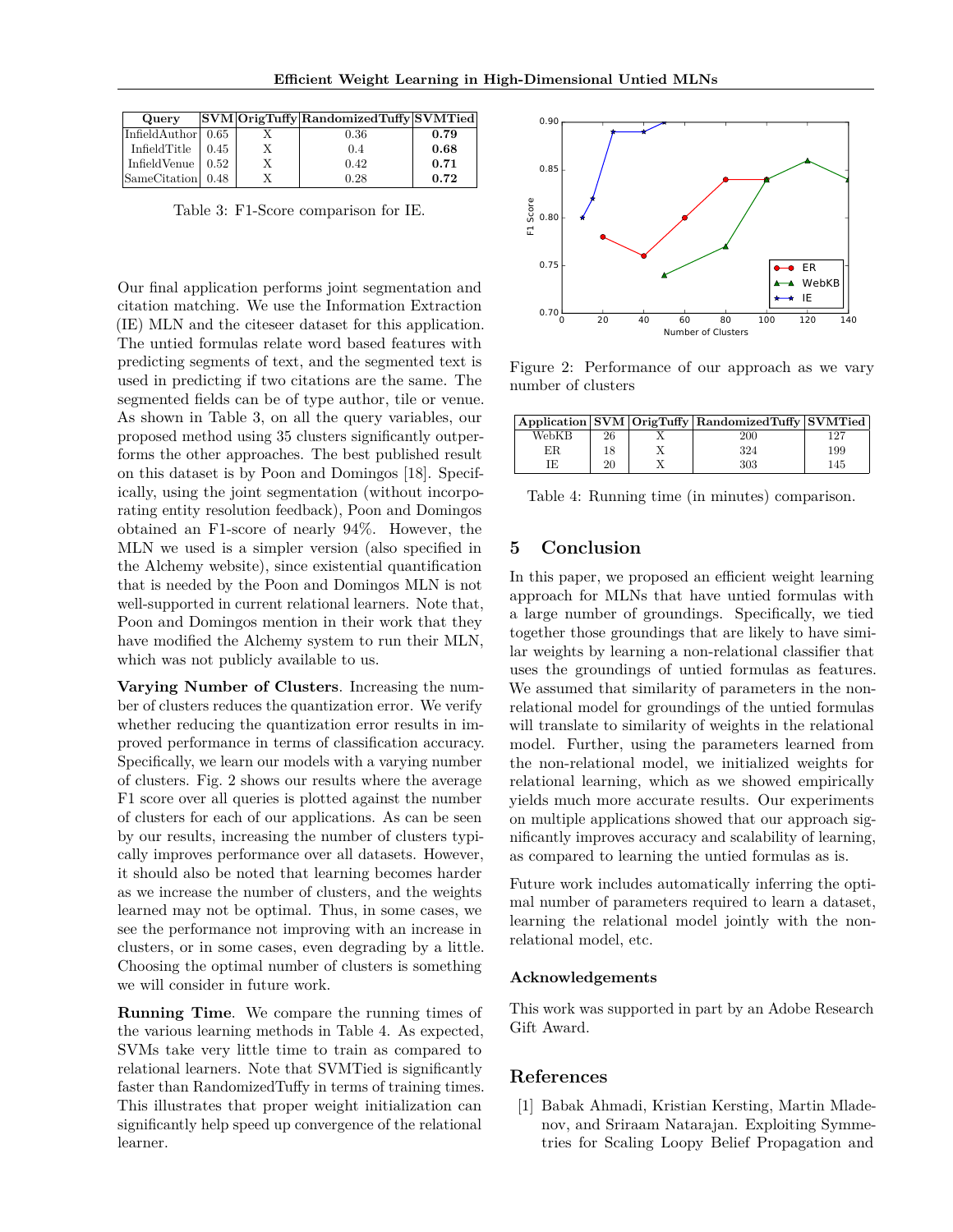| Query | SVM | OrigTuffy | RandomizedTuffy | SVMTied |
|---|---|---|---|---|
| InfieldAuthor | 0.65 | X | 0.36 | **0.79** |
| InfieldTitle | 0.45 | X | 0.4 | **0.68** |
| InfieldVenue | 0.52 | X | 0.42 | **0.71** |
| SameCitation | 0.48 | X | 0.28 | **0.72** |

Table 3: F1-Score comparison for IE.

Our final application performs joint segmentation and citation matching. We use the Information Extraction (IE) MLN and the citeseer dataset for this application. The untied formulas relate word based features with predicting segments of text, and the segmented text is used in predicting if two citations are the same. The segmented fields can be of type author, tile or venue. As shown in Table 3, on all the query variables, our proposed method using 35 clusters significantly outperforms the other approaches. The best published result on this dataset is by Poon and Domingos [18]. Specifically, using the joint segmentation (without incorporating entity resolution feedback), Poon and Domingos obtained an F1-score of nearly 94%. However, the MLN we used is a simpler version (also specified in the Alchemy website), since existential quantification that is needed by the Poon and Domingos MLN is not well-supported in current relational learners. Note that, Poon and Domingos mention in their work that they have modified the Alchemy system to run their MLN, which was not publicly available to us.

**Varying Number of Clusters**. Increasing the number of clusters reduces the quantization error. We verify whether reducing the quantization error results in improved performance in terms of classification accuracy. Specifically, we learn our models with a varying number of clusters. Fig. 2 shows our results where the average F1 score over all queries is plotted against the number of clusters for each of our applications. As can be seen by our results, increasing the number of clusters typically improves performance over all datasets. However, it should also be noted that learning becomes harder as we increase the number of clusters, and the weights learned may not be optimal. Thus, in some cases, we see the performance not improving with an increase in clusters, or in some cases, even degrading by a little. Choosing the optimal number of clusters is something we will consider in future work.

**Running Time**. We compare the running times of the various learning methods in Table 4. As expected, SVMs take very little time to train as compared to relational learners. Note that SVMTied is significantly faster than RandomizedTuffy in terms of training times. This illustrates that proper weight initialization can significantly help speed up convergence of the relational learner.

Figure 2: Performance of our approach as we vary number of clusters

| Application | SVM | OrigTuffy | RandomizedTuffy | SVMTied |
|---|---|---|---|---|
| WebKB | 26 | X | 200 | 127 |
| ER | 18 | X | 324 | 199 |
| IE | 20 | X | 303 | 145 |

Table 4: Running time (in minutes) comparison.

## 5 Conclusion

In this paper, we proposed an efficient weight learning approach for MLNs that have untied formulas with a large number of groundings. Specifically, we tied together those groundings that are likely to have similar weights by learning a non-relational classifier that uses the groundings of untied formulas as features. We assumed that similarity of parameters in the non-relational model for groundings of the untied formulas will translate to similarity of weights in the relational model. Further, using the parameters learned from the non-relational model, we initialized weights for relational learning, which as we showed empirically yields much more accurate results. Our experiments on multiple applications showed that our approach significantly improves accuracy and scalability of learning, as compared to learning the untied formulas as is.

Future work includes automatically inferring the optimal number of parameters required to learn a dataset, learning the relational model jointly with the non-relational model, etc.

### Acknowledgements

This work was supported in part by an Adobe Research Gift Award.

## References

[1] Babak Ahmadi, Kristian Kersting, Martin Mladenov, and Sriraam Natarajan. Exploiting Symmetries for Scaling Loopy Belief Propagation and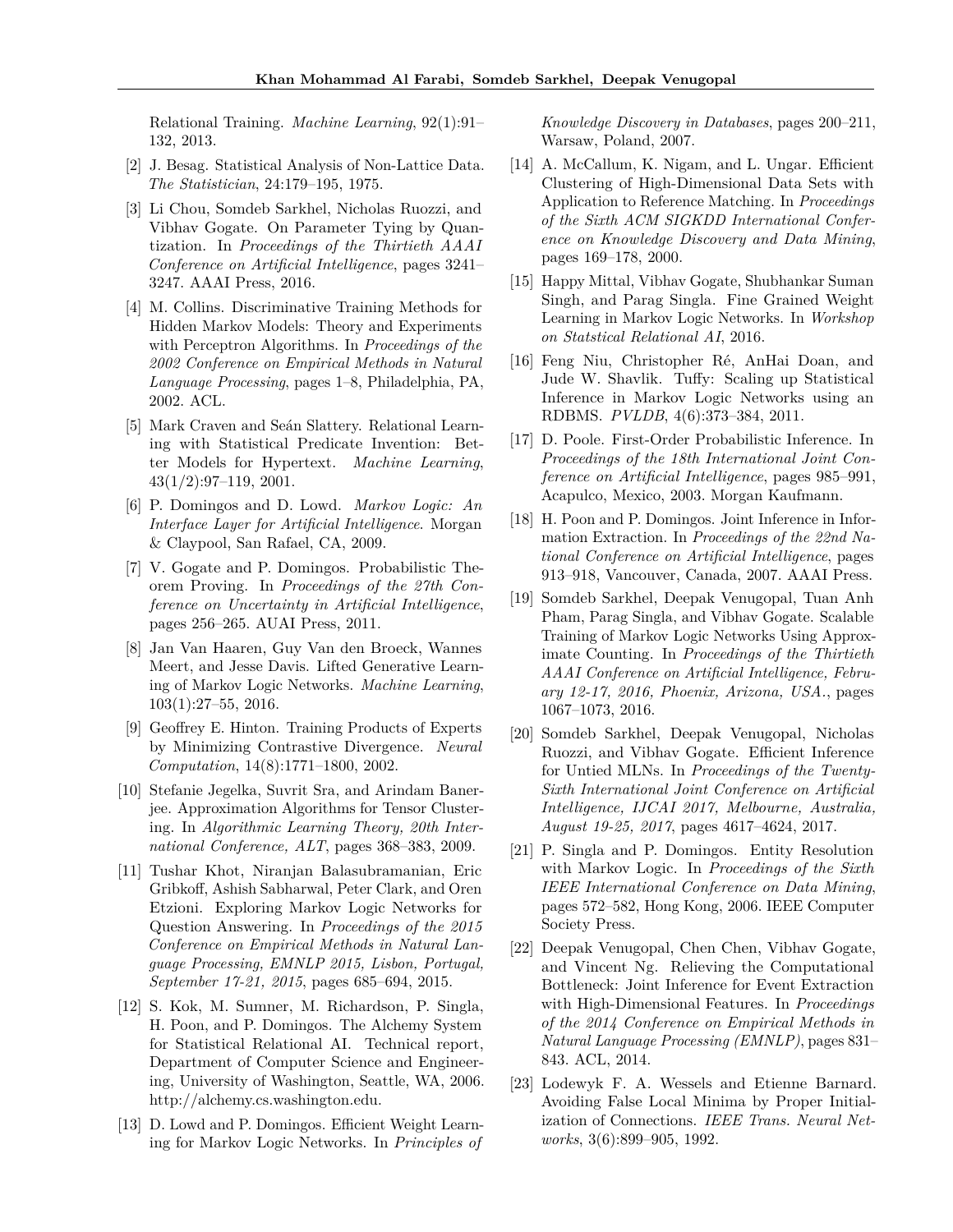Relational Training. *Machine Learning*, 92(1):91–132, 2013.

[2] J. Besag. Statistical Analysis of Non-Lattice Data. *The Statistician*, 24:179–195, 1975.

[3] Li Chou, Somdeb Sarkhel, Nicholas Ruozzi, and Vibhav Gogate. On Parameter Tying by Quantization. In *Proceedings of the Thirtieth AAAI Conference on Artificial Intelligence*, pages 3241–3247. AAAI Press, 2016.

[4] M. Collins. Discriminative Training Methods for Hidden Markov Models: Theory and Experiments with Perceptron Algorithms. In *Proceedings of the 2002 Conference on Empirical Methods in Natural Language Processing*, pages 1–8, Philadelphia, PA, 2002. ACL.

[5] Mark Craven and Seán Slattery. Relational Learning with Statistical Predicate Invention: Better Models for Hypertext. *Machine Learning*, 43(1/2):97–119, 2001.

[6] P. Domingos and D. Lowd. *Markov Logic: An Interface Layer for Artificial Intelligence*. Morgan & Claypool, San Rafael, CA, 2009.

[7] V. Gogate and P. Domingos. Probabilistic Theorem Proving. In *Proceedings of the 27th Conference on Uncertainty in Artificial Intelligence*, pages 256–265. AUAI Press, 2011.

[8] Jan Van Haaren, Guy Van den Broeck, Wannes Meert, and Jesse Davis. Lifted Generative Learning of Markov Logic Networks. *Machine Learning*, 103(1):27–55, 2016.

[9] Geoffrey E. Hinton. Training Products of Experts by Minimizing Contrastive Divergence. *Neural Computation*, 14(8):1771–1800, 2002.

[10] Stefanie Jegelka, Suvrit Sra, and Arindam Banerjee. Approximation Algorithms for Tensor Clustering. In *Algorithmic Learning Theory, 20th International Conference, ALT*, pages 368–383, 2009.

[11] Tushar Khot, Niranjan Balasubramanian, Eric Gribkoff, Ashish Sabharwal, Peter Clark, and Oren Etzioni. Exploring Markov Logic Networks for Question Answering. In *Proceedings of the 2015 Conference on Empirical Methods in Natural Language Processing, EMNLP 2015, Lisbon, Portugal, September 17-21, 2015*, pages 685–694, 2015.

[12] S. Kok, M. Sumner, M. Richardson, P. Singla, H. Poon, and P. Domingos. The Alchemy System for Statistical Relational AI. Technical report, Department of Computer Science and Engineering, University of Washington, Seattle, WA, 2006. http://alchemy.cs.washington.edu.

[13] D. Lowd and P. Domingos. Efficient Weight Learning for Markov Logic Networks. In *Principles of Knowledge Discovery in Databases*, pages 200–211, Warsaw, Poland, 2007.

[14] A. McCallum, K. Nigam, and L. Ungar. Efficient Clustering of High-Dimensional Data Sets with Application to Reference Matching. In *Proceedings of the Sixth ACM SIGKDD International Conference on Knowledge Discovery and Data Mining*, pages 169–178, 2000.

[15] Happy Mittal, Vibhav Gogate, Shubhankar Suman Singh, and Parag Singla. Fine Grained Weight Learning in Markov Logic Networks. In *Workshop on Statstical Relational AI*, 2016.

[16] Feng Niu, Christopher Ré, AnHai Doan, and Jude W. Shavlik. Tuffy: Scaling up Statistical Inference in Markov Logic Networks using an RDBMS. *PVLDB*, 4(6):373–384, 2011.

[17] D. Poole. First-Order Probabilistic Inference. In *Proceedings of the 18th International Joint Conference on Artificial Intelligence*, pages 985–991, Acapulco, Mexico, 2003. Morgan Kaufmann.

[18] H. Poon and P. Domingos. Joint Inference in Information Extraction. In *Proceedings of the 22nd National Conference on Artificial Intelligence*, pages 913–918, Vancouver, Canada, 2007. AAAI Press.

[19] Somdeb Sarkhel, Deepak Venugopal, Tuan Anh Pham, Parag Singla, and Vibhav Gogate. Scalable Training of Markov Logic Networks Using Approximate Counting. In *Proceedings of the Thirtieth AAAI Conference on Artificial Intelligence, February 12-17, 2016, Phoenix, Arizona, USA.*, pages 1067–1073, 2016.

[20] Somdeb Sarkhel, Deepak Venugopal, Nicholas Ruozzi, and Vibhav Gogate. Efficient Inference for Untied MLNs. In *Proceedings of the Twenty-Sixth International Joint Conference on Artificial Intelligence, IJCAI 2017, Melbourne, Australia, August 19-25, 2017*, pages 4617–4624, 2017.

[21] P. Singla and P. Domingos. Entity Resolution with Markov Logic. In *Proceedings of the Sixth IEEE International Conference on Data Mining*, pages 572–582, Hong Kong, 2006. IEEE Computer Society Press.

[22] Deepak Venugopal, Chen Chen, Vibhav Gogate, and Vincent Ng. Relieving the Computational Bottleneck: Joint Inference for Event Extraction with High-Dimensional Features. In *Proceedings of the 2014 Conference on Empirical Methods in Natural Language Processing (EMNLP)*, pages 831–843. ACL, 2014.

[23] Lodewyk F. A. Wessels and Etienne Barnard. Avoiding False Local Minima by Proper Initialization of Connections. *IEEE Trans. Neural Networks*, 3(6):899–905, 1992.